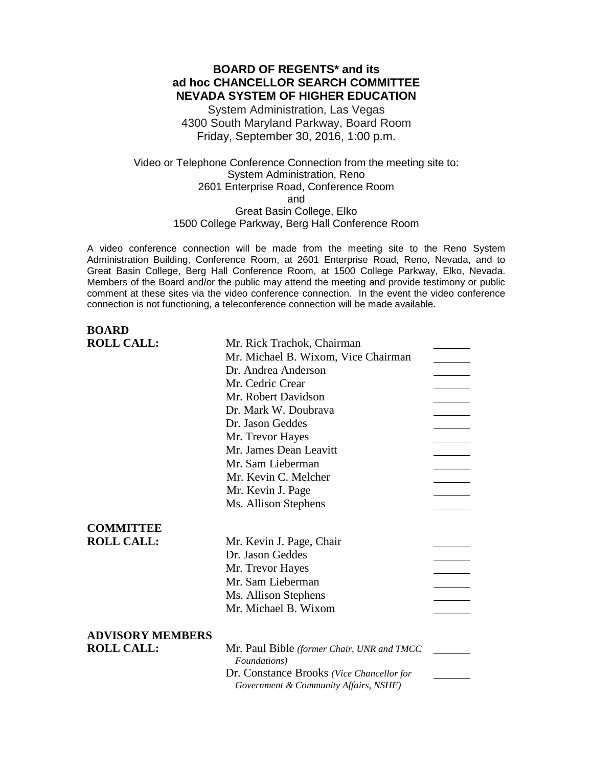# BOARD OF REGENTS* and its ad hoc CHANCELLOR SEARCH COMMITTEE NEVADA SYSTEM OF HIGHER EDUCATION

System Administration, Las Vegas
4300 South Maryland Parkway, Board Room
Friday, September 30, 2016, 1:00 p.m.

Video or Telephone Conference Connection from the meeting site to:
System Administration, Reno
2601 Enterprise Road, Conference Room
and
Great Basin College, Elko
1500 College Parkway, Berg Hall Conference Room

A video conference connection will be made from the meeting site to the Reno System Administration Building, Conference Room, at 2601 Enterprise Road, Reno, Nevada, and to Great Basin College, Berg Hall Conference Room, at 1500 College Parkway, Elko, Nevada. Members of the Board and/or the public may attend the meeting and provide testimony or public comment at these sites via the video conference connection. In the event the video conference connection is not functioning, a teleconference connection will be made available.

**BOARD ROLL CALL:**

| | |
|---|---|
| Mr. Rick Trachok, Chairman | _______ |
| Mr. Michael B. Wixom, Vice Chairman | _______ |
| Dr. Andrea Anderson | _______ |
| Mr. Cedric Crear | _______ |
| Mr. Robert Davidson | _______ |
| Dr. Mark W. Doubrava | _______ |
| Dr. Jason Geddes | _______ |
| Mr. Trevor Hayes | _______ |
| Mr. James Dean Leavitt | _______ |
| Mr. Sam Lieberman | _______ |
| Mr. Kevin C. Melcher | _______ |
| Mr. Kevin J. Page | _______ |
| Ms. Allison Stephens | _______ |

**COMMITTEE ROLL CALL:**

| | |
|---|---|
| Mr. Kevin J. Page, Chair | _______ |
| Dr. Jason Geddes | _______ |
| Mr. Trevor Hayes | _______ |
| Mr. Sam Lieberman | _______ |
| Ms. Allison Stephens | _______ |
| Mr. Michael B. Wixom | _______ |

**ADVISORY MEMBERS ROLL CALL:**

| | |
|---|---|
| Mr. Paul Bible *(former Chair, UNR and TMCC Foundations)* | _______ |
| Dr. Constance Brooks *(Vice Chancellor for Government & Community Affairs, NSHE)* | _______ |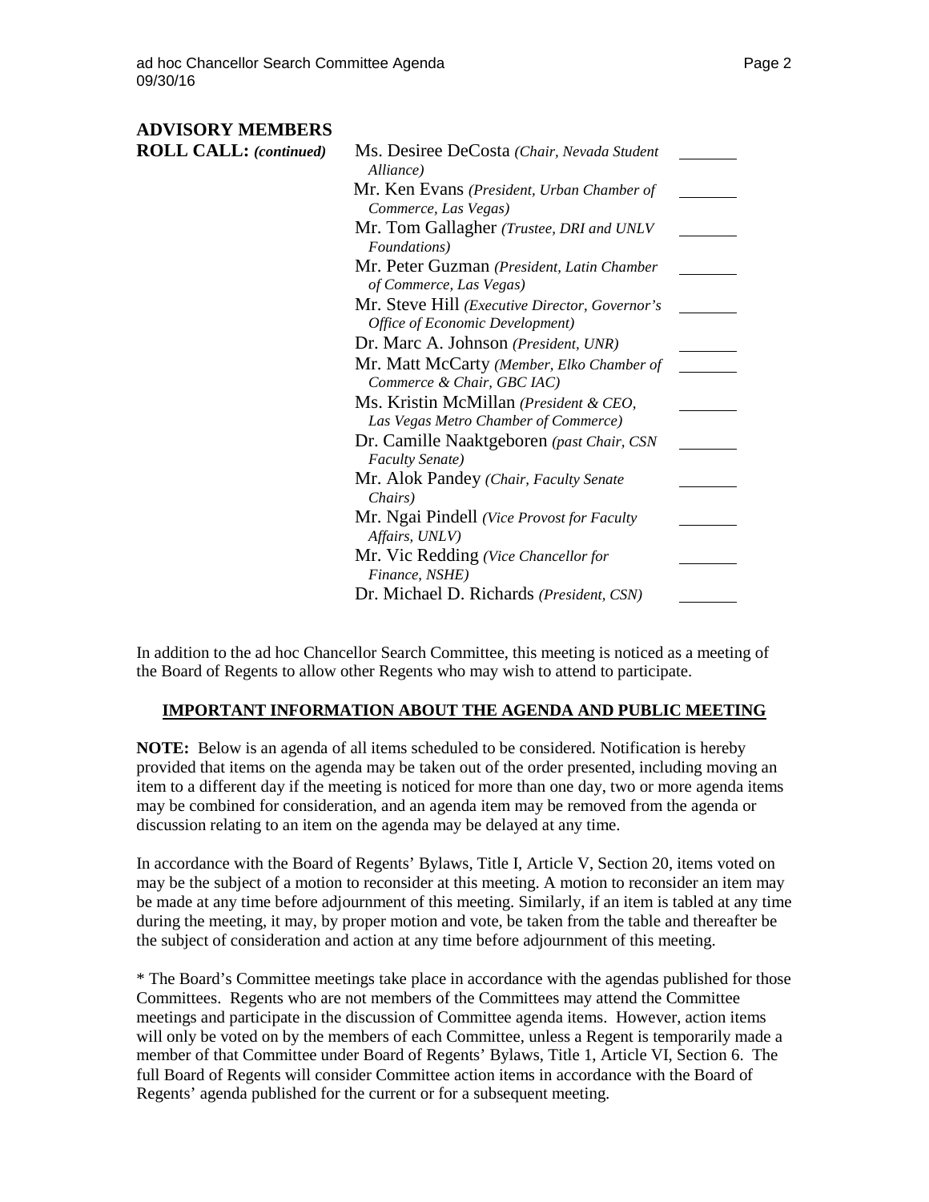## ADVISORY MEMBERS

**ROLL CALL:** ***(continued)***

| Name | |
|---|---|
| Ms. Desiree DeCosta *(Chair, Nevada Student Alliance)* | ______ |
| Mr. Ken Evans *(President, Urban Chamber of Commerce, Las Vegas)* | ______ |
| Mr. Tom Gallagher *(Trustee, DRI and UNLV Foundations)* | ______ |
| Mr. Peter Guzman *(President, Latin Chamber of Commerce, Las Vegas)* | ______ |
| Mr. Steve Hill *(Executive Director, Governor's Office of Economic Development)* | ______ |
| Dr. Marc A. Johnson *(President, UNR)* | ______ |
| Mr. Matt McCarty *(Member, Elko Chamber of Commerce & Chair, GBC IAC)* | ______ |
| Ms. Kristin McMillan *(President & CEO, Las Vegas Metro Chamber of Commerce)* | ______ |
| Dr. Camille Naaktgeboren *(past Chair, CSN Faculty Senate)* | ______ |
| Mr. Alok Pandey *(Chair, Faculty Senate Chairs)* | ______ |
| Mr. Ngai Pindell *(Vice Provost for Faculty Affairs, UNLV)* | ______ |
| Mr. Vic Redding *(Vice Chancellor for Finance, NSHE)* | ______ |
| Dr. Michael D. Richards *(President, CSN)* | ______ |

In addition to the ad hoc Chancellor Search Committee, this meeting is noticed as a meeting of the Board of Regents to allow other Regents who may wish to attend to participate.

**IMPORTANT INFORMATION ABOUT THE AGENDA AND PUBLIC MEETING**

**NOTE:** Below is an agenda of all items scheduled to be considered. Notification is hereby provided that items on the agenda may be taken out of the order presented, including moving an item to a different day if the meeting is noticed for more than one day, two or more agenda items may be combined for consideration, and an agenda item may be removed from the agenda or discussion relating to an item on the agenda may be delayed at any time.

In accordance with the Board of Regents' Bylaws, Title I, Article V, Section 20, items voted on may be the subject of a motion to reconsider at this meeting. A motion to reconsider an item may be made at any time before adjournment of this meeting. Similarly, if an item is tabled at any time during the meeting, it may, by proper motion and vote, be taken from the table and thereafter be the subject of consideration and action at any time before adjournment of this meeting.

* The Board's Committee meetings take place in accordance with the agendas published for those Committees. Regents who are not members of the Committees may attend the Committee meetings and participate in the discussion of Committee agenda items. However, action items will only be voted on by the members of each Committee, unless a Regent is temporarily made a member of that Committee under Board of Regents' Bylaws, Title 1, Article VI, Section 6. The full Board of Regents will consider Committee action items in accordance with the Board of Regents' agenda published for the current or for a subsequent meeting.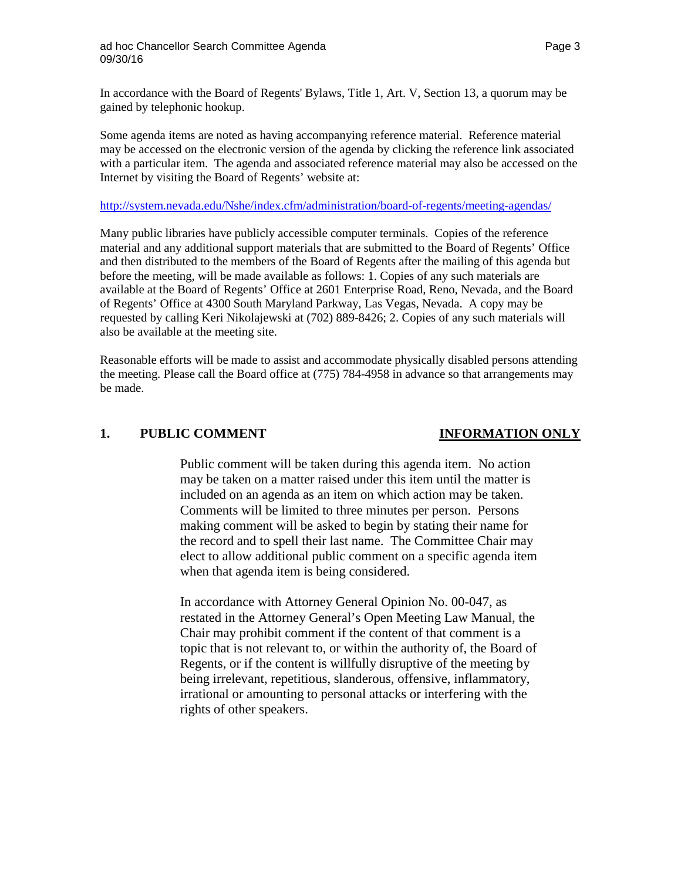In accordance with the Board of Regents' Bylaws, Title 1, Art. V, Section 13, a quorum may be gained by telephonic hookup.

Some agenda items are noted as having accompanying reference material. Reference material may be accessed on the electronic version of the agenda by clicking the reference link associated with a particular item. The agenda and associated reference material may also be accessed on the Internet by visiting the Board of Regents' website at:

http://system.nevada.edu/Nshe/index.cfm/administration/board-of-regents/meeting-agendas/

Many public libraries have publicly accessible computer terminals. Copies of the reference material and any additional support materials that are submitted to the Board of Regents' Office and then distributed to the members of the Board of Regents after the mailing of this agenda but before the meeting, will be made available as follows: 1. Copies of any such materials are available at the Board of Regents' Office at 2601 Enterprise Road, Reno, Nevada, and the Board of Regents' Office at 4300 South Maryland Parkway, Las Vegas, Nevada. A copy may be requested by calling Keri Nikolajewski at (702) 889-8426; 2. Copies of any such materials will also be available at the meeting site.

Reasonable efforts will be made to assist and accommodate physically disabled persons attending the meeting. Please call the Board office at (775) 784-4958 in advance so that arrangements may be made.

## 1. PUBLIC COMMENT — INFORMATION ONLY

Public comment will be taken during this agenda item. No action may be taken on a matter raised under this item until the matter is included on an agenda as an item on which action may be taken. Comments will be limited to three minutes per person. Persons making comment will be asked to begin by stating their name for the record and to spell their last name. The Committee Chair may elect to allow additional public comment on a specific agenda item when that agenda item is being considered.

In accordance with Attorney General Opinion No. 00-047, as restated in the Attorney General's Open Meeting Law Manual, the Chair may prohibit comment if the content of that comment is a topic that is not relevant to, or within the authority of, the Board of Regents, or if the content is willfully disruptive of the meeting by being irrelevant, repetitious, slanderous, offensive, inflammatory, irrational or amounting to personal attacks or interfering with the rights of other speakers.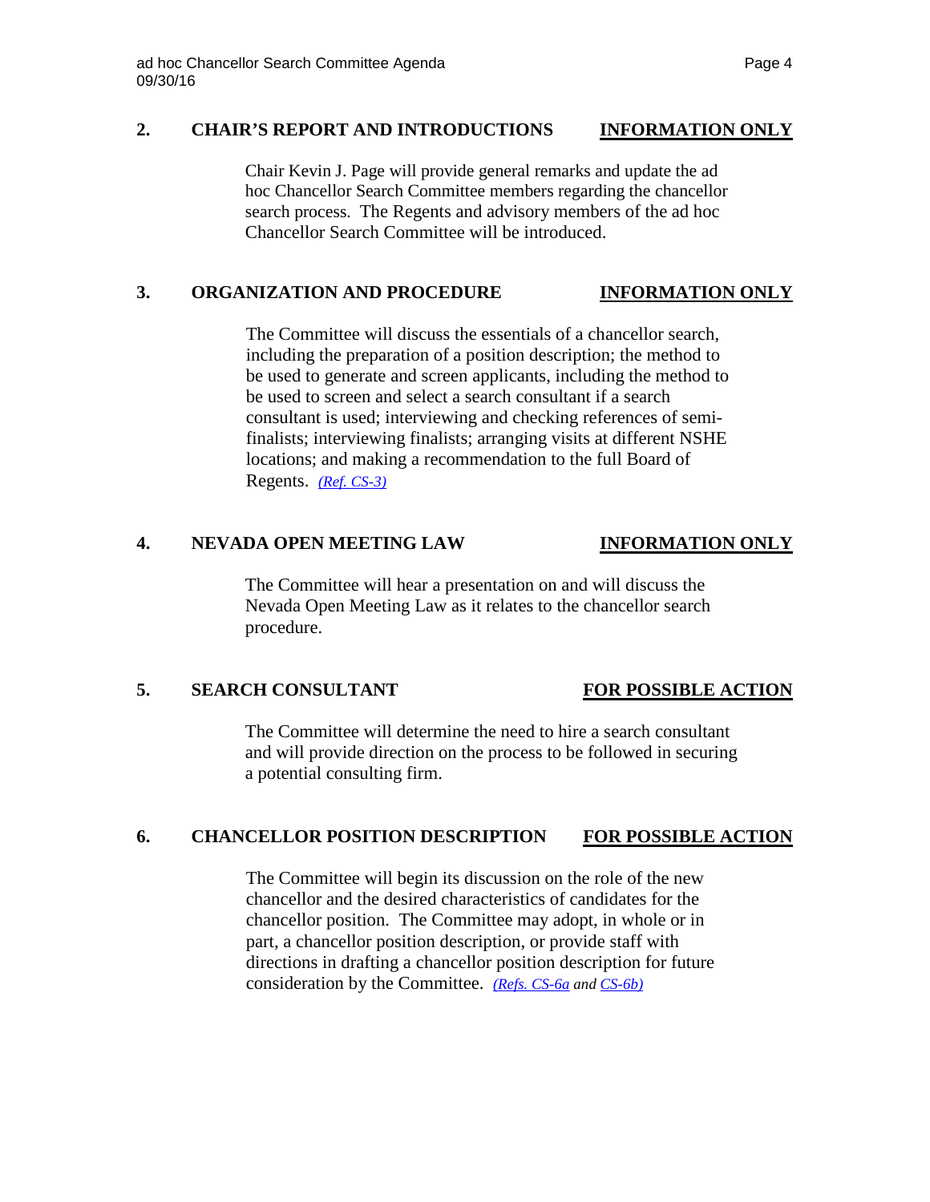**2. CHAIR'S REPORT AND INTRODUCTIONS** **INFORMATION ONLY**

Chair Kevin J. Page will provide general remarks and update the ad hoc Chancellor Search Committee members regarding the chancellor search process. The Regents and advisory members of the ad hoc Chancellor Search Committee will be introduced.

**3. ORGANIZATION AND PROCEDURE** **INFORMATION ONLY**

The Committee will discuss the essentials of a chancellor search, including the preparation of a position description; the method to be used to generate and screen applicants, including the method to be used to screen and select a search consultant if a search consultant is used; interviewing and checking references of semi-finalists; interviewing finalists; arranging visits at different NSHE locations; and making a recommendation to the full Board of Regents. *(Ref. CS-3)*

**4. NEVADA OPEN MEETING LAW** **INFORMATION ONLY**

The Committee will hear a presentation on and will discuss the Nevada Open Meeting Law as it relates to the chancellor search procedure.

**5. SEARCH CONSULTANT** **FOR POSSIBLE ACTION**

The Committee will determine the need to hire a search consultant and will provide direction on the process to be followed in securing a potential consulting firm.

**6. CHANCELLOR POSITION DESCRIPTION** **FOR POSSIBLE ACTION**

The Committee will begin its discussion on the role of the new chancellor and the desired characteristics of candidates for the chancellor position. The Committee may adopt, in whole or in part, a chancellor position description, or provide staff with directions in drafting a chancellor position description for future consideration by the Committee. *(Refs. CS-6a and CS-6b)*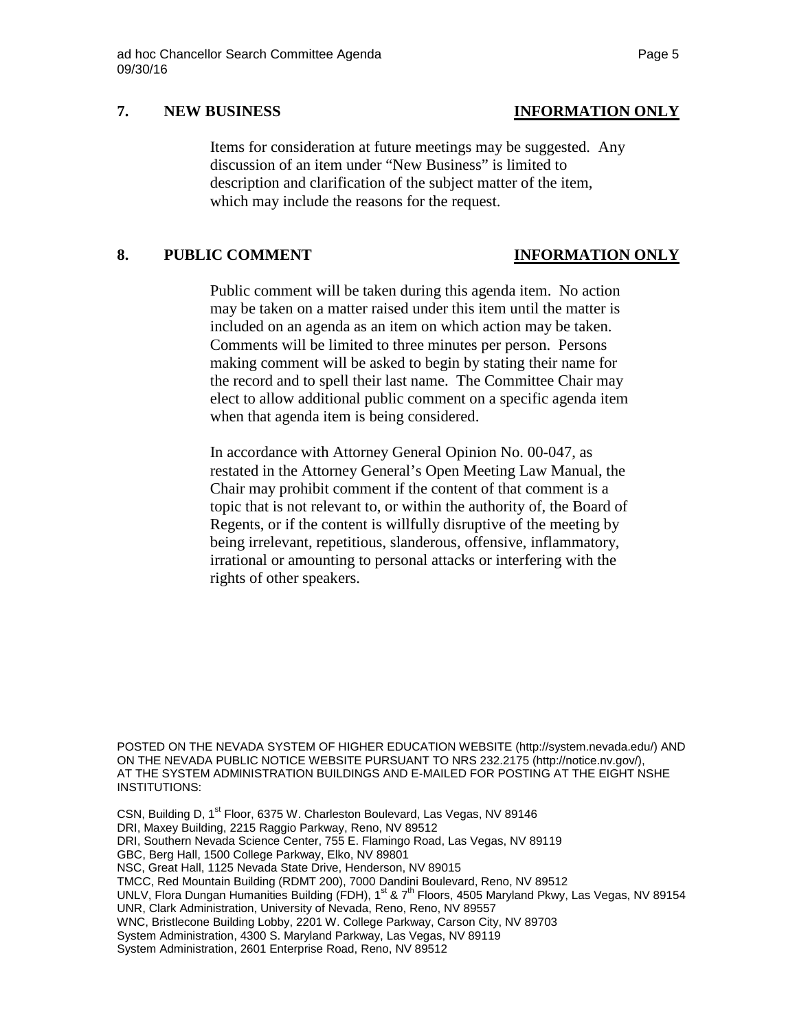## 7. NEW BUSINESS **INFORMATION ONLY**

Items for consideration at future meetings may be suggested. Any discussion of an item under "New Business" is limited to description and clarification of the subject matter of the item, which may include the reasons for the request.

## 8. PUBLIC COMMENT **INFORMATION ONLY**

Public comment will be taken during this agenda item. No action may be taken on a matter raised under this item until the matter is included on an agenda as an item on which action may be taken. Comments will be limited to three minutes per person. Persons making comment will be asked to begin by stating their name for the record and to spell their last name. The Committee Chair may elect to allow additional public comment on a specific agenda item when that agenda item is being considered.

In accordance with Attorney General Opinion No. 00-047, as restated in the Attorney General's Open Meeting Law Manual, the Chair may prohibit comment if the content of that comment is a topic that is not relevant to, or within the authority of, the Board of Regents, or if the content is willfully disruptive of the meeting by being irrelevant, repetitious, slanderous, offensive, inflammatory, irrational or amounting to personal attacks or interfering with the rights of other speakers.

POSTED ON THE NEVADA SYSTEM OF HIGHER EDUCATION WEBSITE (http://system.nevada.edu/) AND ON THE NEVADA PUBLIC NOTICE WEBSITE PURSUANT TO NRS 232.2175 (http://notice.nv.gov/), AT THE SYSTEM ADMINISTRATION BUILDINGS AND E-MAILED FOR POSTING AT THE EIGHT NSHE INSTITUTIONS:

CSN, Building D, 1st Floor, 6375 W. Charleston Boulevard, Las Vegas, NV 89146
DRI, Maxey Building, 2215 Raggio Parkway, Reno, NV 89512
DRI, Southern Nevada Science Center, 755 E. Flamingo Road, Las Vegas, NV 89119
GBC, Berg Hall, 1500 College Parkway, Elko, NV 89801
NSC, Great Hall, 1125 Nevada State Drive, Henderson, NV 89015
TMCC, Red Mountain Building (RDMT 200), 7000 Dandini Boulevard, Reno, NV 89512
UNLV, Flora Dungan Humanities Building (FDH), 1st & 7th Floors, 4505 Maryland Pkwy, Las Vegas, NV 89154
UNR, Clark Administration, University of Nevada, Reno, Reno, NV 89557
WNC, Bristlecone Building Lobby, 2201 W. College Parkway, Carson City, NV 89703
System Administration, 4300 S. Maryland Parkway, Las Vegas, NV 89119
System Administration, 2601 Enterprise Road, Reno, NV 89512